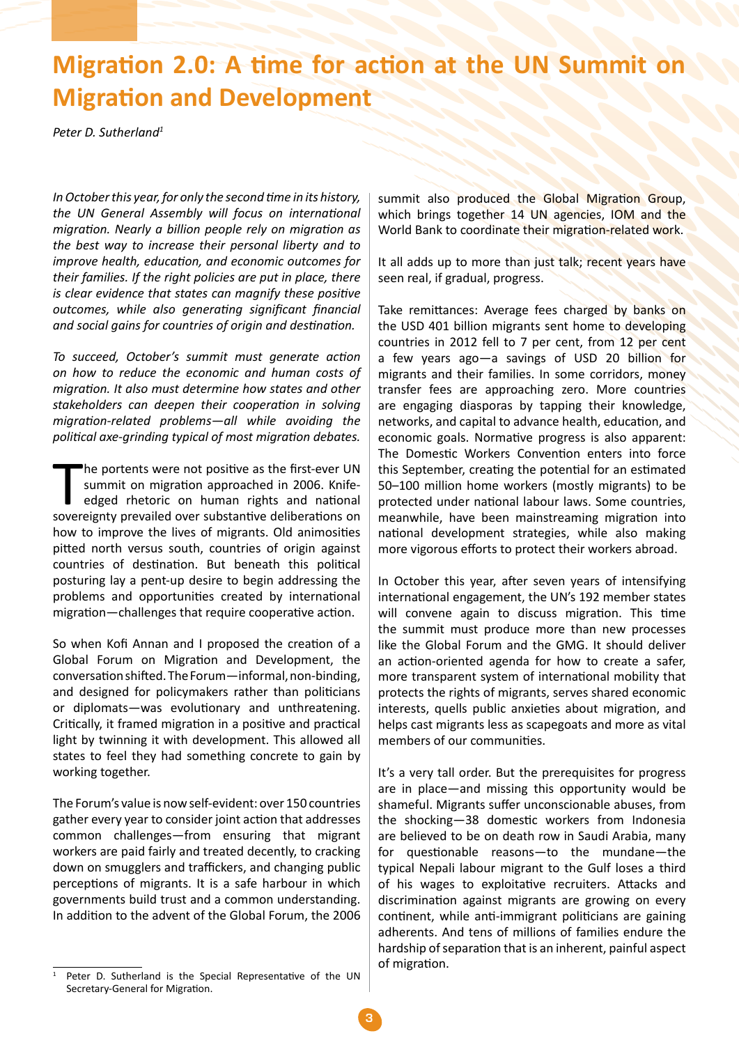# Migration 2.0: A time for action at the UN Summit on Migration and Development

*Peter D. Sutherland*[1]

*In October this year, for only the second time in its history, the UN General Assembly will focus on international migration. Nearly a billion people rely on migration as the best way to increase their personal liberty and to improve health, education, and economic outcomes for their families. If the right policies are put in place, there is clear evidence that states can magnify these positive outcomes, while also generating significant financial and social gains for countries of origin and destination.*

*To succeed, October's summit must generate action on how to reduce the economic and human costs of migration. It also must determine how states and other stakeholders can deepen their cooperation in solving migration-related problems—all while avoiding the political axe-grinding typical of most migration debates.*

The portents were not positive as the first-ever UN summit on migration approached in 2006. Knife-edged rhetoric on human rights and national sovereignty prevailed over substantive deliberations on how to improve the lives of migrants. Old animosities pitted north versus south, countries of origin against countries of destination. But beneath this political posturing lay a pent-up desire to begin addressing the problems and opportunities created by international migration—challenges that require cooperative action.

So when Kofi Annan and I proposed the creation of a Global Forum on Migration and Development, the conversation shifted. The Forum—informal, non-binding, and designed for policymakers rather than politicians or diplomats—was evolutionary and unthreatening. Critically, it framed migration in a positive and practical light by twinning it with development. This allowed all states to feel they had something concrete to gain by working together.

The Forum's value is now self-evident: over 150 countries gather every year to consider joint action that addresses common challenges—from ensuring that migrant workers are paid fairly and treated decently, to cracking down on smugglers and traffickers, and changing public perceptions of migrants. It is a safe harbour in which governments build trust and a common understanding. In addition to the advent of the Global Forum, the 2006 summit also produced the Global Migration Group, which brings together 14 UN agencies, IOM and the World Bank to coordinate their migration-related work.

It all adds up to more than just talk; recent years have seen real, if gradual, progress.

Take remittances: Average fees charged by banks on the USD 401 billion migrants sent home to developing countries in 2012 fell to 7 per cent, from 12 per cent a few years ago—a savings of USD 20 billion for migrants and their families. In some corridors, money transfer fees are approaching zero. More countries are engaging diasporas by tapping their knowledge, networks, and capital to advance health, education, and economic goals. Normative progress is also apparent: The Domestic Workers Convention enters into force this September, creating the potential for an estimated 50–100 million home workers (mostly migrants) to be protected under national labour laws. Some countries, meanwhile, have been mainstreaming migration into national development strategies, while also making more vigorous efforts to protect their workers abroad.

In October this year, after seven years of intensifying international engagement, the UN's 192 member states will convene again to discuss migration. This time the summit must produce more than new processes like the Global Forum and the GMG. It should deliver an action-oriented agenda for how to create a safer, more transparent system of international mobility that protects the rights of migrants, serves shared economic interests, quells public anxieties about migration, and helps cast migrants less as scapegoats and more as vital members of our communities.

It's a very tall order. But the prerequisites for progress are in place—and missing this opportunity would be shameful. Migrants suffer unconscionable abuses, from the shocking—38 domestic workers from Indonesia are believed to be on death row in Saudi Arabia, many for questionable reasons—to the mundane—the typical Nepali labour migrant to the Gulf loses a third of his wages to exploitative recruiters. Attacks and discrimination against migrants are growing on every continent, while anti-immigrant politicians are gaining adherents. And tens of millions of families endure the hardship of separation that is an inherent, painful aspect of migration.

---

[1] Peter D. Sutherland is the Special Representative of the UN Secretary-General for Migration.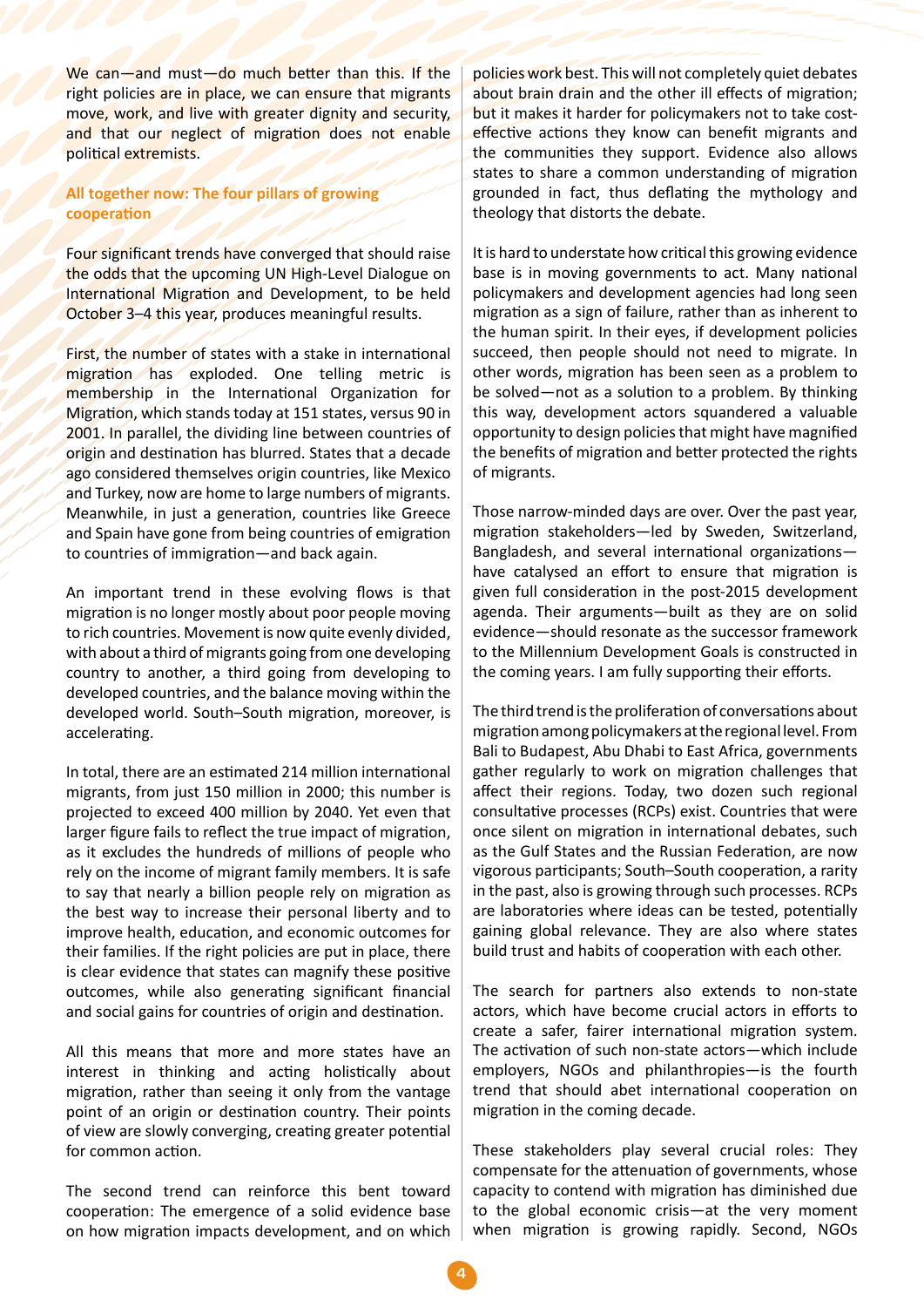We can—and must—do much better than this. If the right policies are in place, we can ensure that migrants move, work, and live with greater dignity and security, and that our neglect of migration does not enable political extremists.

## All together now: The four pillars of growing cooperation

Four significant trends have converged that should raise the odds that the upcoming UN High-Level Dialogue on International Migration and Development, to be held October 3–4 this year, produces meaningful results.

First, the number of states with a stake in international migration has exploded. One telling metric is membership in the International Organization for Migration, which stands today at 151 states, versus 90 in 2001. In parallel, the dividing line between countries of origin and destination has blurred. States that a decade ago considered themselves origin countries, like Mexico and Turkey, now are home to large numbers of migrants. Meanwhile, in just a generation, countries like Greece and Spain have gone from being countries of emigration to countries of immigration—and back again.

An important trend in these evolving flows is that migration is no longer mostly about poor people moving to rich countries. Movement is now quite evenly divided, with about a third of migrants going from one developing country to another, a third going from developing to developed countries, and the balance moving within the developed world. South–South migration, moreover, is accelerating.

In total, there are an estimated 214 million international migrants, from just 150 million in 2000; this number is projected to exceed 400 million by 2040. Yet even that larger figure fails to reflect the true impact of migration, as it excludes the hundreds of millions of people who rely on the income of migrant family members. It is safe to say that nearly a billion people rely on migration as the best way to increase their personal liberty and to improve health, education, and economic outcomes for their families. If the right policies are put in place, there is clear evidence that states can magnify these positive outcomes, while also generating significant financial and social gains for countries of origin and destination.

All this means that more and more states have an interest in thinking and acting holistically about migration, rather than seeing it only from the vantage point of an origin or destination country. Their points of view are slowly converging, creating greater potential for common action.

The second trend can reinforce this bent toward cooperation: The emergence of a solid evidence base on how migration impacts development, and on which policies work best. This will not completely quiet debates about brain drain and the other ill effects of migration; but it makes it harder for policymakers not to take cost-effective actions they know can benefit migrants and the communities they support. Evidence also allows states to share a common understanding of migration grounded in fact, thus deflating the mythology and theology that distorts the debate.

It is hard to understate how critical this growing evidence base is in moving governments to act. Many national policymakers and development agencies had long seen migration as a sign of failure, rather than as inherent to the human spirit. In their eyes, if development policies succeed, then people should not need to migrate. In other words, migration has been seen as a problem to be solved—not as a solution to a problem. By thinking this way, development actors squandered a valuable opportunity to design policies that might have magnified the benefits of migration and better protected the rights of migrants.

Those narrow-minded days are over. Over the past year, migration stakeholders—led by Sweden, Switzerland, Bangladesh, and several international organizations—have catalysed an effort to ensure that migration is given full consideration in the post-2015 development agenda. Their arguments—built as they are on solid evidence—should resonate as the successor framework to the Millennium Development Goals is constructed in the coming years. I am fully supporting their efforts.

The third trend is the proliferation of conversations about migration among policymakers at the regional level. From Bali to Budapest, Abu Dhabi to East Africa, governments gather regularly to work on migration challenges that affect their regions. Today, two dozen such regional consultative processes (RCPs) exist. Countries that were once silent on migration in international debates, such as the Gulf States and the Russian Federation, are now vigorous participants; South–South cooperation, a rarity in the past, also is growing through such processes. RCPs are laboratories where ideas can be tested, potentially gaining global relevance. They are also where states build trust and habits of cooperation with each other.

The search for partners also extends to non-state actors, which have become crucial actors in efforts to create a safer, fairer international migration system. The activation of such non-state actors—which include employers, NGOs and philanthropies—is the fourth trend that should abet international cooperation on migration in the coming decade.

These stakeholders play several crucial roles: They compensate for the attenuation of governments, whose capacity to contend with migration has diminished due to the global economic crisis—at the very moment when migration is growing rapidly. Second, NGOs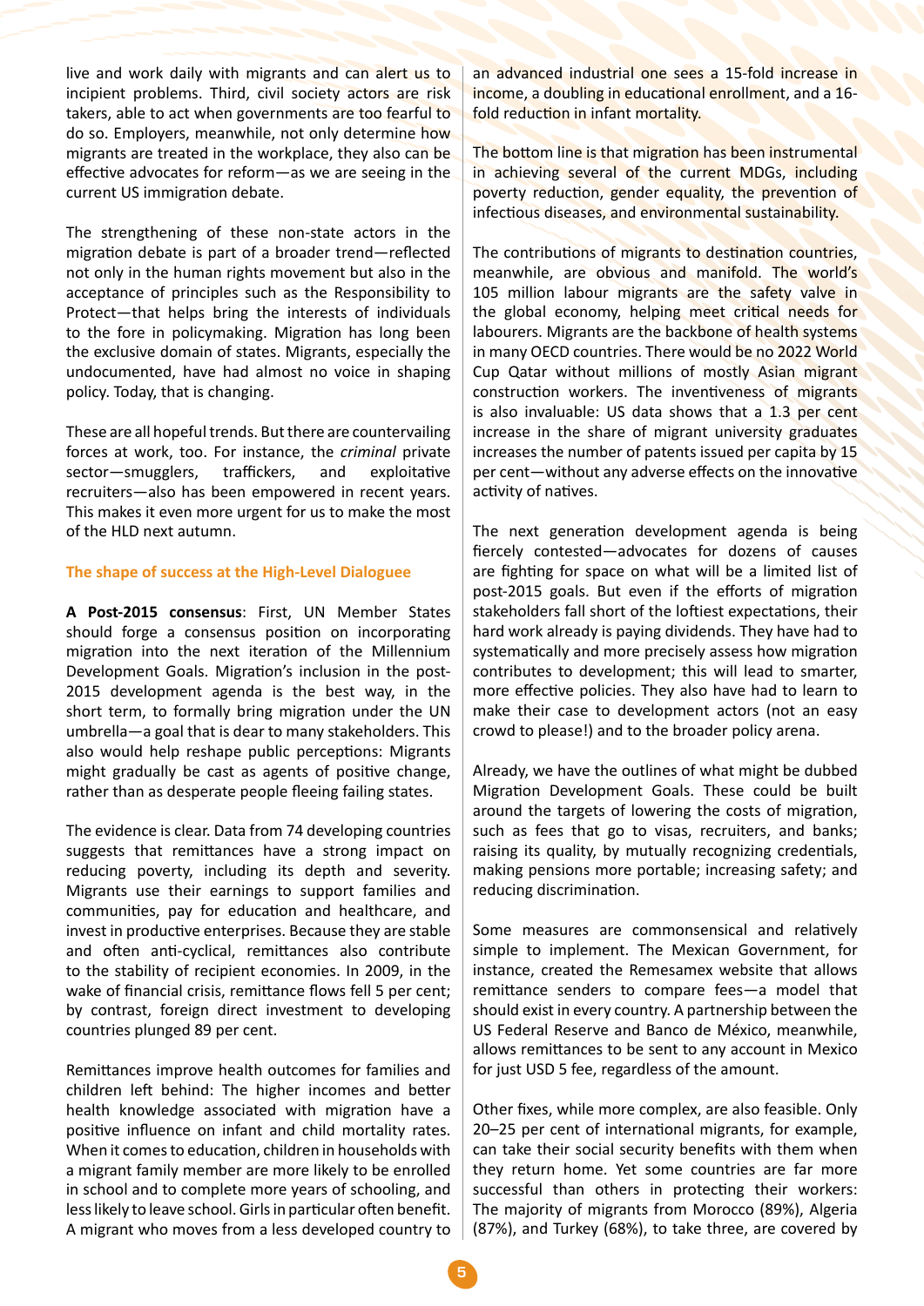live and work daily with migrants and can alert us to incipient problems. Third, civil society actors are risk takers, able to act when governments are too fearful to do so. Employers, meanwhile, not only determine how migrants are treated in the workplace, they also can be effective advocates for reform—as we are seeing in the current US immigration debate.

The strengthening of these non-state actors in the migration debate is part of a broader trend—reflected not only in the human rights movement but also in the acceptance of principles such as the Responsibility to Protect—that helps bring the interests of individuals to the fore in policymaking. Migration has long been the exclusive domain of states. Migrants, especially the undocumented, have had almost no voice in shaping policy. Today, that is changing.

These are all hopeful trends. But there are countervailing forces at work, too. For instance, the *criminal* private sector—smugglers, traffickers, and exploitative recruiters—also has been empowered in recent years. This makes it even more urgent for us to make the most of the HLD next autumn.

### The shape of success at the High-Level Dialoguee

**A Post-2015 consensus**: First, UN Member States should forge a consensus position on incorporating migration into the next iteration of the Millennium Development Goals. Migration's inclusion in the post-2015 development agenda is the best way, in the short term, to formally bring migration under the UN umbrella—a goal that is dear to many stakeholders. This also would help reshape public perceptions: Migrants might gradually be cast as agents of positive change, rather than as desperate people fleeing failing states.

The evidence is clear. Data from 74 developing countries suggests that remittances have a strong impact on reducing poverty, including its depth and severity. Migrants use their earnings to support families and communities, pay for education and healthcare, and invest in productive enterprises. Because they are stable and often anti-cyclical, remittances also contribute to the stability of recipient economies. In 2009, in the wake of financial crisis, remittance flows fell 5 per cent; by contrast, foreign direct investment to developing countries plunged 89 per cent.

Remittances improve health outcomes for families and children left behind: The higher incomes and better health knowledge associated with migration have a positive influence on infant and child mortality rates. When it comes to education, children in households with a migrant family member are more likely to be enrolled in school and to complete more years of schooling, and less likely to leave school. Girls in particular often benefit. A migrant who moves from a less developed country to an advanced industrial one sees a 15-fold increase in income, a doubling in educational enrollment, and a 16-fold reduction in infant mortality.

The bottom line is that migration has been instrumental in achieving several of the current MDGs, including poverty reduction, gender equality, the prevention of infectious diseases, and environmental sustainability.

The contributions of migrants to destination countries, meanwhile, are obvious and manifold. The world's 105 million labour migrants are the safety valve in the global economy, helping meet critical needs for labourers. Migrants are the backbone of health systems in many OECD countries. There would be no 2022 World Cup Qatar without millions of mostly Asian migrant construction workers. The inventiveness of migrants is also invaluable: US data shows that a 1.3 per cent increase in the share of migrant university graduates increases the number of patents issued per capita by 15 per cent—without any adverse effects on the innovative activity of natives.

The next generation development agenda is being fiercely contested—advocates for dozens of causes are fighting for space on what will be a limited list of post-2015 goals. But even if the efforts of migration stakeholders fall short of the loftiest expectations, their hard work already is paying dividends. They have had to systematically and more precisely assess how migration contributes to development; this will lead to smarter, more effective policies. They also have had to learn to make their case to development actors (not an easy crowd to please!) and to the broader policy arena.

Already, we have the outlines of what might be dubbed Migration Development Goals. These could be built around the targets of lowering the costs of migration, such as fees that go to visas, recruiters, and banks; raising its quality, by mutually recognizing credentials, making pensions more portable; increasing safety; and reducing discrimination.

Some measures are commonsensical and relatively simple to implement. The Mexican Government, for instance, created the Remesamex website that allows remittance senders to compare fees—a model that should exist in every country. A partnership between the US Federal Reserve and Banco de México, meanwhile, allows remittances to be sent to any account in Mexico for just USD 5 fee, regardless of the amount.

Other fixes, while more complex, are also feasible. Only 20–25 per cent of international migrants, for example, can take their social security benefits with them when they return home. Yet some countries are far more successful than others in protecting their workers: The majority of migrants from Morocco (89%), Algeria (87%), and Turkey (68%), to take three, are covered by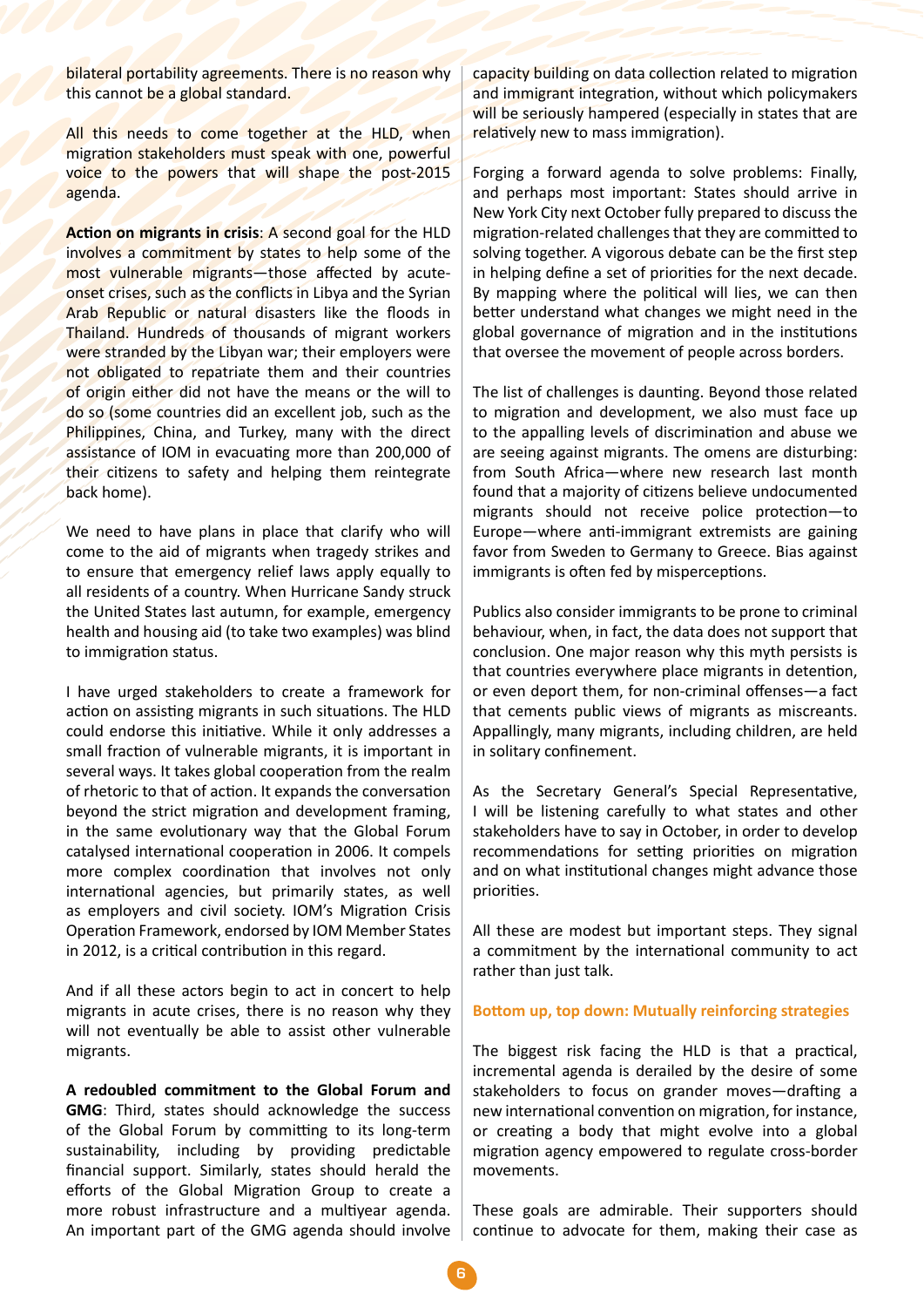bilateral portability agreements. There is no reason why this cannot be a global standard.

All this needs to come together at the HLD, when migration stakeholders must speak with one, powerful voice to the powers that will shape the post-2015 agenda.

**Action on migrants in crisis**: A second goal for the HLD involves a commitment by states to help some of the most vulnerable migrants—those affected by acute-onset crises, such as the conflicts in Libya and the Syrian Arab Republic or natural disasters like the floods in Thailand. Hundreds of thousands of migrant workers were stranded by the Libyan war; their employers were not obligated to repatriate them and their countries of origin either did not have the means or the will to do so (some countries did an excellent job, such as the Philippines, China, and Turkey, many with the direct assistance of IOM in evacuating more than 200,000 of their citizens to safety and helping them reintegrate back home).

We need to have plans in place that clarify who will come to the aid of migrants when tragedy strikes and to ensure that emergency relief laws apply equally to all residents of a country. When Hurricane Sandy struck the United States last autumn, for example, emergency health and housing aid (to take two examples) was blind to immigration status.

I have urged stakeholders to create a framework for action on assisting migrants in such situations. The HLD could endorse this initiative. While it only addresses a small fraction of vulnerable migrants, it is important in several ways. It takes global cooperation from the realm of rhetoric to that of action. It expands the conversation beyond the strict migration and development framing, in the same evolutionary way that the Global Forum catalysed international cooperation in 2006. It compels more complex coordination that involves not only international agencies, but primarily states, as well as employers and civil society. IOM's Migration Crisis Operation Framework, endorsed by IOM Member States in 2012, is a critical contribution in this regard.

And if all these actors begin to act in concert to help migrants in acute crises, there is no reason why they will not eventually be able to assist other vulnerable migrants.

**A redoubled commitment to the Global Forum and GMG**: Third, states should acknowledge the success of the Global Forum by committing to its long-term sustainability, including by providing predictable financial support. Similarly, states should herald the efforts of the Global Migration Group to create a more robust infrastructure and a multiyear agenda. An important part of the GMG agenda should involve capacity building on data collection related to migration and immigrant integration, without which policymakers will be seriously hampered (especially in states that are relatively new to mass immigration).

Forging a forward agenda to solve problems: Finally, and perhaps most important: States should arrive in New York City next October fully prepared to discuss the migration-related challenges that they are committed to solving together. A vigorous debate can be the first step in helping define a set of priorities for the next decade. By mapping where the political will lies, we can then better understand what changes we might need in the global governance of migration and in the institutions that oversee the movement of people across borders.

The list of challenges is daunting. Beyond those related to migration and development, we also must face up to the appalling levels of discrimination and abuse we are seeing against migrants. The omens are disturbing: from South Africa—where new research last month found that a majority of citizens believe undocumented migrants should not receive police protection—to Europe—where anti-immigrant extremists are gaining favor from Sweden to Germany to Greece. Bias against immigrants is often fed by misperceptions.

Publics also consider immigrants to be prone to criminal behaviour, when, in fact, the data does not support that conclusion. One major reason why this myth persists is that countries everywhere place migrants in detention, or even deport them, for non-criminal offenses—a fact that cements public views of migrants as miscreants. Appallingly, many migrants, including children, are held in solitary confinement.

As the Secretary General's Special Representative, I will be listening carefully to what states and other stakeholders have to say in October, in order to develop recommendations for setting priorities on migration and on what institutional changes might advance those priorities.

All these are modest but important steps. They signal a commitment by the international community to act rather than just talk.

### Bottom up, top down: Mutually reinforcing strategies

The biggest risk facing the HLD is that a practical, incremental agenda is derailed by the desire of some stakeholders to focus on grander moves—drafting a new international convention on migration, for instance, or creating a body that might evolve into a global migration agency empowered to regulate cross-border movements.

These goals are admirable. Their supporters should continue to advocate for them, making their case as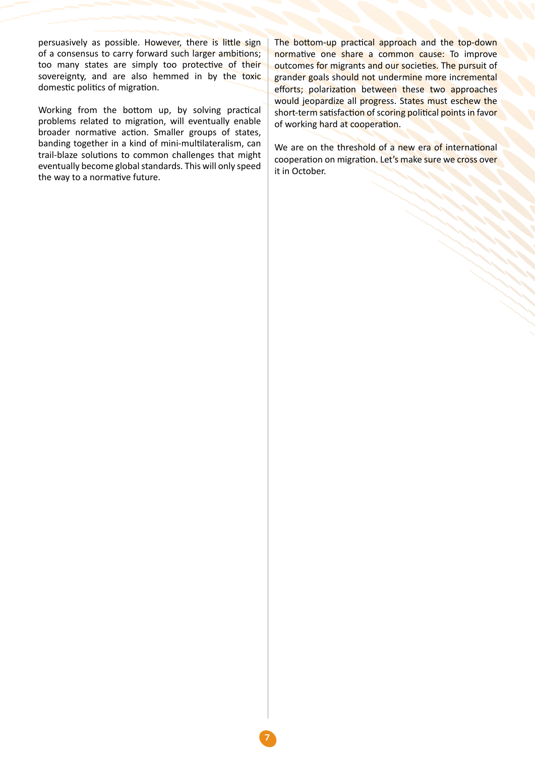persuasively as possible. However, there is little sign of a consensus to carry forward such larger ambitions; too many states are simply too protective of their sovereignty, and are also hemmed in by the toxic domestic politics of migration.

Working from the bottom up, by solving practical problems related to migration, will eventually enable broader normative action. Smaller groups of states, banding together in a kind of mini-multilateralism, can trail-blaze solutions to common challenges that might eventually become global standards. This will only speed the way to a normative future.

The bottom-up practical approach and the top-down normative one share a common cause: To improve outcomes for migrants and our societies. The pursuit of grander goals should not undermine more incremental efforts; polarization between these two approaches would jeopardize all progress. States must eschew the short-term satisfaction of scoring political points in favor of working hard at cooperation.

We are on the threshold of a new era of international cooperation on migration. Let's make sure we cross over it in October.